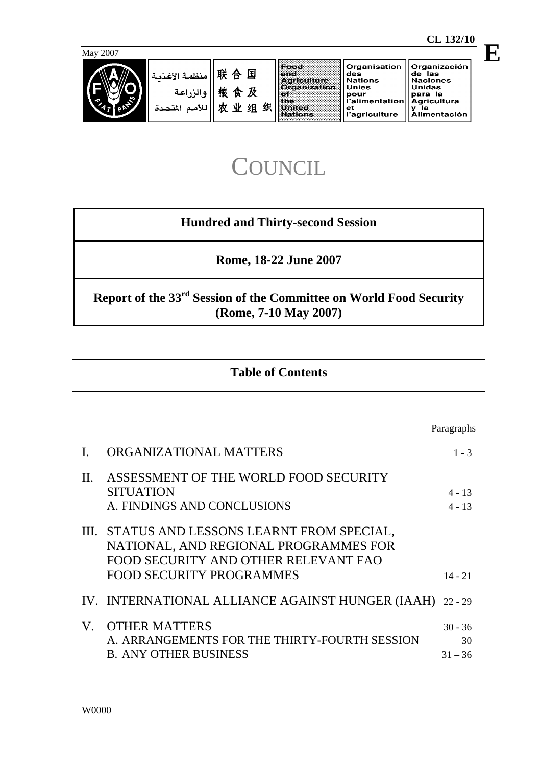CL 132/10

**E**

May 2007

| منظمة الأغذية والزراعة للأمم المتحدة | 联合国粮食及农业组织 | Food and Agriculture Organization of the United Nations | Organisation des Nations Unies pour l'alimentation et l'agriculture | Organización de las Naciones Unidas para la Agricultura y la Alimentación |
| --- | --- | --- | --- | --- |

# COUNCIL

**Hundred and Thirty-second Session**

**Rome, 18-22 June 2007**

**Report of the 33rd Session of the Committee on World Food Security (Rome, 7-10 May 2007)**

## Table of Contents

| | | Paragraphs |
| --- | --- | --- |
| I. | ORGANIZATIONAL MATTERS | 1 - 3 |
| II. | ASSESSMENT OF THE WORLD FOOD SECURITY SITUATION | 4 - 13 |
| | A. FINDINGS AND CONCLUSIONS | 4 - 13 |
| III. | STATUS AND LESSONS LEARNT FROM SPECIAL, NATIONAL, AND REGIONAL PROGRAMMES FOR FOOD SECURITY AND OTHER RELEVANT FAO FOOD SECURITY PROGRAMMES | 14 - 21 |
| IV. | INTERNATIONAL ALLIANCE AGAINST HUNGER (IAAH) | 22 - 29 |
| V. | OTHER MATTERS | 30 - 36 |
| | A. ARRANGEMENTS FOR THE THIRTY-FOURTH SESSION | 30 |
| | B. ANY OTHER BUSINESS | 31 – 36 |

W0000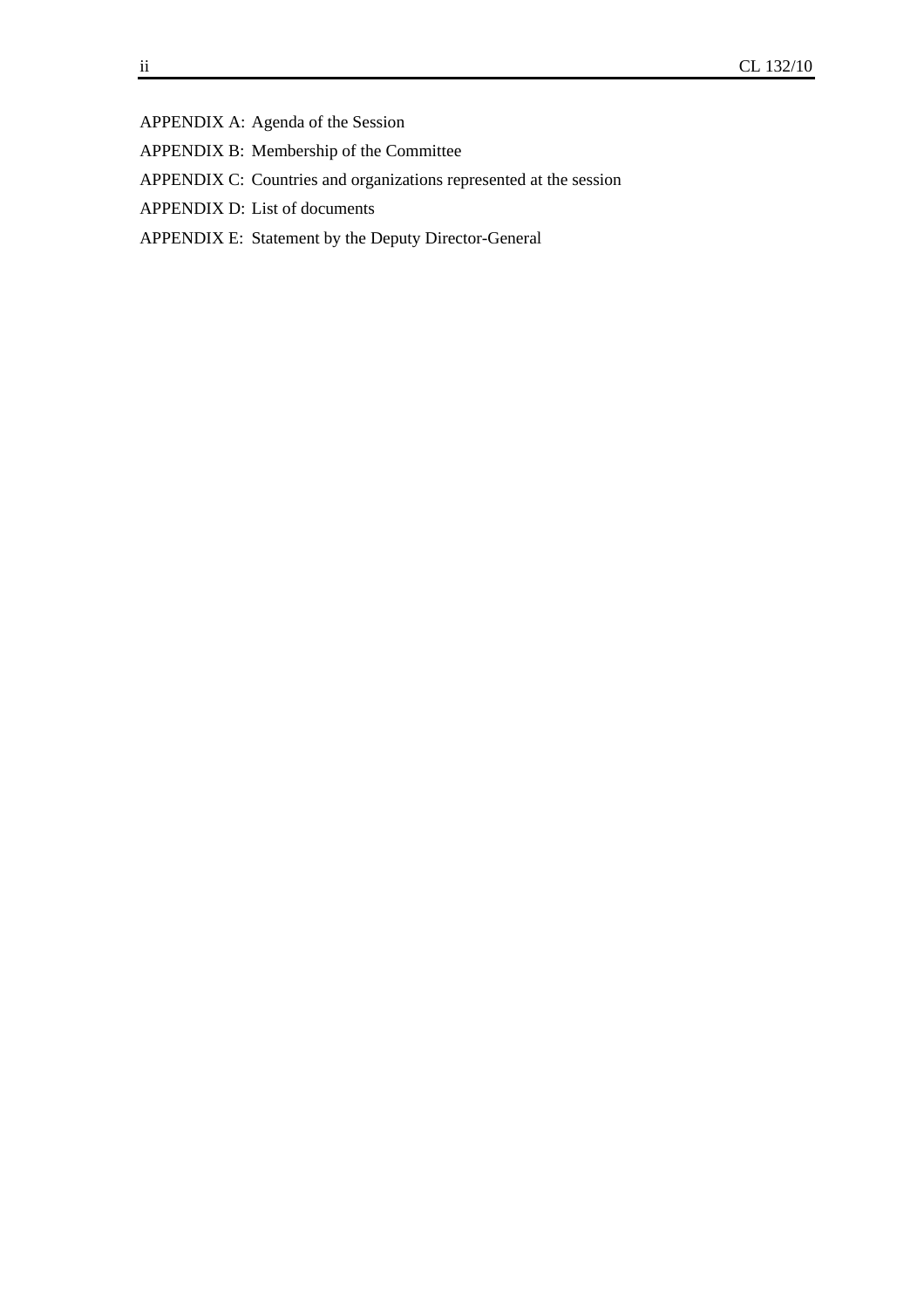APPENDIX A: Agenda of the Session

APPENDIX B: Membership of the Committee

APPENDIX C: Countries and organizations represented at the session

APPENDIX D: List of documents

APPENDIX E: Statement by the Deputy Director-General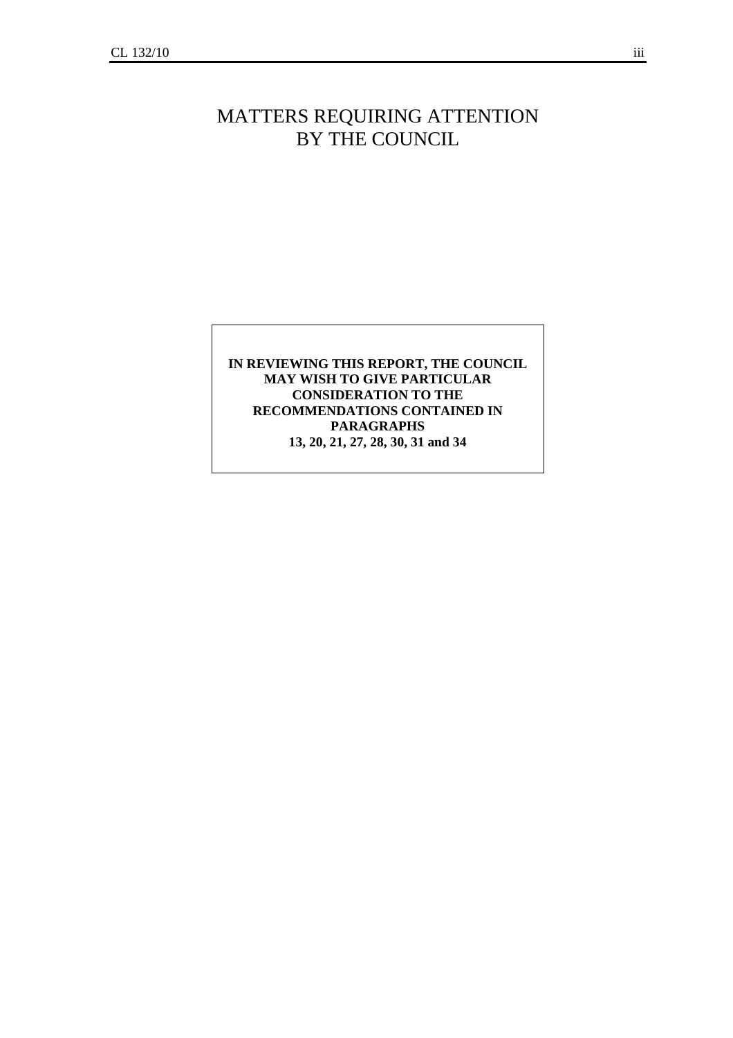# MATTERS REQUIRING ATTENTION BY THE COUNCIL

**IN REVIEWING THIS REPORT, THE COUNCIL MAY WISH TO GIVE PARTICULAR CONSIDERATION TO THE RECOMMENDATIONS CONTAINED IN PARAGRAPHS 13, 20, 21, 27, 28, 30, 31 and 34**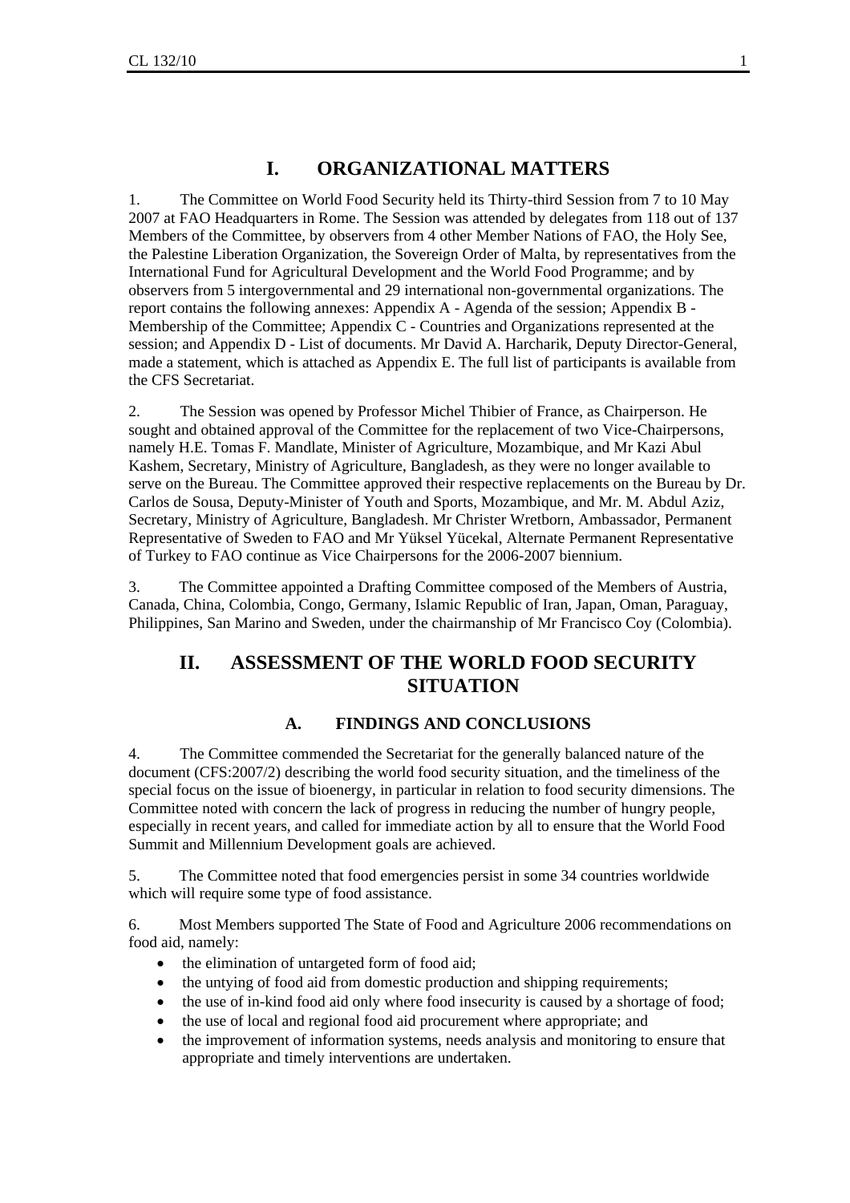# I. ORGANIZATIONAL MATTERS

1. The Committee on World Food Security held its Thirty-third Session from 7 to 10 May 2007 at FAO Headquarters in Rome. The Session was attended by delegates from 118 out of 137 Members of the Committee, by observers from 4 other Member Nations of FAO, the Holy See, the Palestine Liberation Organization, the Sovereign Order of Malta, by representatives from the International Fund for Agricultural Development and the World Food Programme; and by observers from 5 intergovernmental and 29 international non-governmental organizations. The report contains the following annexes: Appendix A - Agenda of the session; Appendix B - Membership of the Committee; Appendix C - Countries and Organizations represented at the session; and Appendix D - List of documents. Mr David A. Harcharik, Deputy Director-General, made a statement, which is attached as Appendix E. The full list of participants is available from the CFS Secretariat.

2. The Session was opened by Professor Michel Thibier of France, as Chairperson. He sought and obtained approval of the Committee for the replacement of two Vice-Chairpersons, namely H.E. Tomas F. Mandlate, Minister of Agriculture, Mozambique, and Mr Kazi Abul Kashem, Secretary, Ministry of Agriculture, Bangladesh, as they were no longer available to serve on the Bureau. The Committee approved their respective replacements on the Bureau by Dr. Carlos de Sousa, Deputy-Minister of Youth and Sports, Mozambique, and Mr. M. Abdul Aziz, Secretary, Ministry of Agriculture, Bangladesh. Mr Christer Wretborn, Ambassador, Permanent Representative of Sweden to FAO and Mr Yüksel Yücekal, Alternate Permanent Representative of Turkey to FAO continue as Vice Chairpersons for the 2006-2007 biennium.

3. The Committee appointed a Drafting Committee composed of the Members of Austria, Canada, China, Colombia, Congo, Germany, Islamic Republic of Iran, Japan, Oman, Paraguay, Philippines, San Marino and Sweden, under the chairmanship of Mr Francisco Coy (Colombia).

# II. ASSESSMENT OF THE WORLD FOOD SECURITY SITUATION

## A. FINDINGS AND CONCLUSIONS

4. The Committee commended the Secretariat for the generally balanced nature of the document (CFS:2007/2) describing the world food security situation, and the timeliness of the special focus on the issue of bioenergy, in particular in relation to food security dimensions. The Committee noted with concern the lack of progress in reducing the number of hungry people, especially in recent years, and called for immediate action by all to ensure that the World Food Summit and Millennium Development goals are achieved.

5. The Committee noted that food emergencies persist in some 34 countries worldwide which will require some type of food assistance.

6. Most Members supported The State of Food and Agriculture 2006 recommendations on food aid, namely:

- the elimination of untargeted form of food aid;
- the untying of food aid from domestic production and shipping requirements;
- the use of in-kind food aid only where food insecurity is caused by a shortage of food;
- the use of local and regional food aid procurement where appropriate; and
- the improvement of information systems, needs analysis and monitoring to ensure that appropriate and timely interventions are undertaken.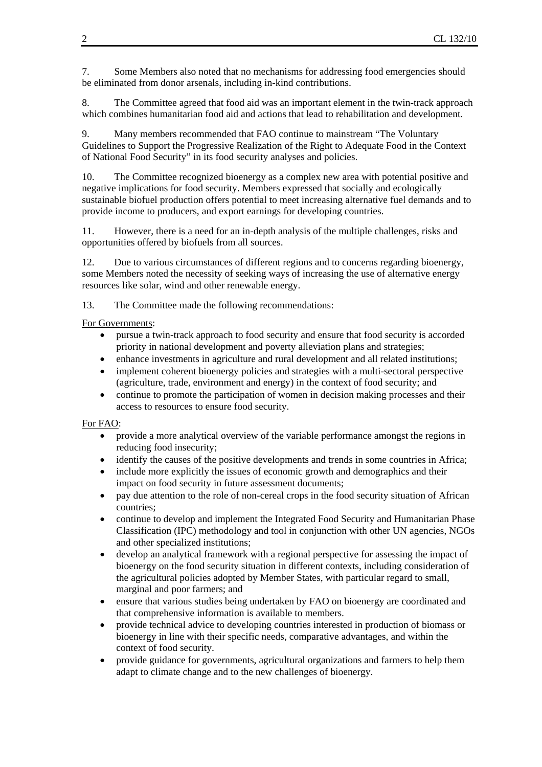7. Some Members also noted that no mechanisms for addressing food emergencies should be eliminated from donor arsenals, including in-kind contributions.

8. The Committee agreed that food aid was an important element in the twin-track approach which combines humanitarian food aid and actions that lead to rehabilitation and development.

9. Many members recommended that FAO continue to mainstream "The Voluntary Guidelines to Support the Progressive Realization of the Right to Adequate Food in the Context of National Food Security" in its food security analyses and policies.

10. The Committee recognized bioenergy as a complex new area with potential positive and negative implications for food security. Members expressed that socially and ecologically sustainable biofuel production offers potential to meet increasing alternative fuel demands and to provide income to producers, and export earnings for developing countries.

11. However, there is a need for an in-depth analysis of the multiple challenges, risks and opportunities offered by biofuels from all sources.

12. Due to various circumstances of different regions and to concerns regarding bioenergy, some Members noted the necessity of seeking ways of increasing the use of alternative energy resources like solar, wind and other renewable energy.

13. The Committee made the following recommendations:

For Governments:

- pursue a twin-track approach to food security and ensure that food security is accorded priority in national development and poverty alleviation plans and strategies;
- enhance investments in agriculture and rural development and all related institutions;
- implement coherent bioenergy policies and strategies with a multi-sectoral perspective (agriculture, trade, environment and energy) in the context of food security; and
- continue to promote the participation of women in decision making processes and their access to resources to ensure food security.

For FAO:

- provide a more analytical overview of the variable performance amongst the regions in reducing food insecurity;
- identify the causes of the positive developments and trends in some countries in Africa;
- include more explicitly the issues of economic growth and demographics and their impact on food security in future assessment documents;
- pay due attention to the role of non-cereal crops in the food security situation of African countries;
- continue to develop and implement the Integrated Food Security and Humanitarian Phase Classification (IPC) methodology and tool in conjunction with other UN agencies, NGOs and other specialized institutions;
- develop an analytical framework with a regional perspective for assessing the impact of bioenergy on the food security situation in different contexts, including consideration of the agricultural policies adopted by Member States, with particular regard to small, marginal and poor farmers; and
- ensure that various studies being undertaken by FAO on bioenergy are coordinated and that comprehensive information is available to members.
- provide technical advice to developing countries interested in production of biomass or bioenergy in line with their specific needs, comparative advantages, and within the context of food security.
- provide guidance for governments, agricultural organizations and farmers to help them adapt to climate change and to the new challenges of bioenergy.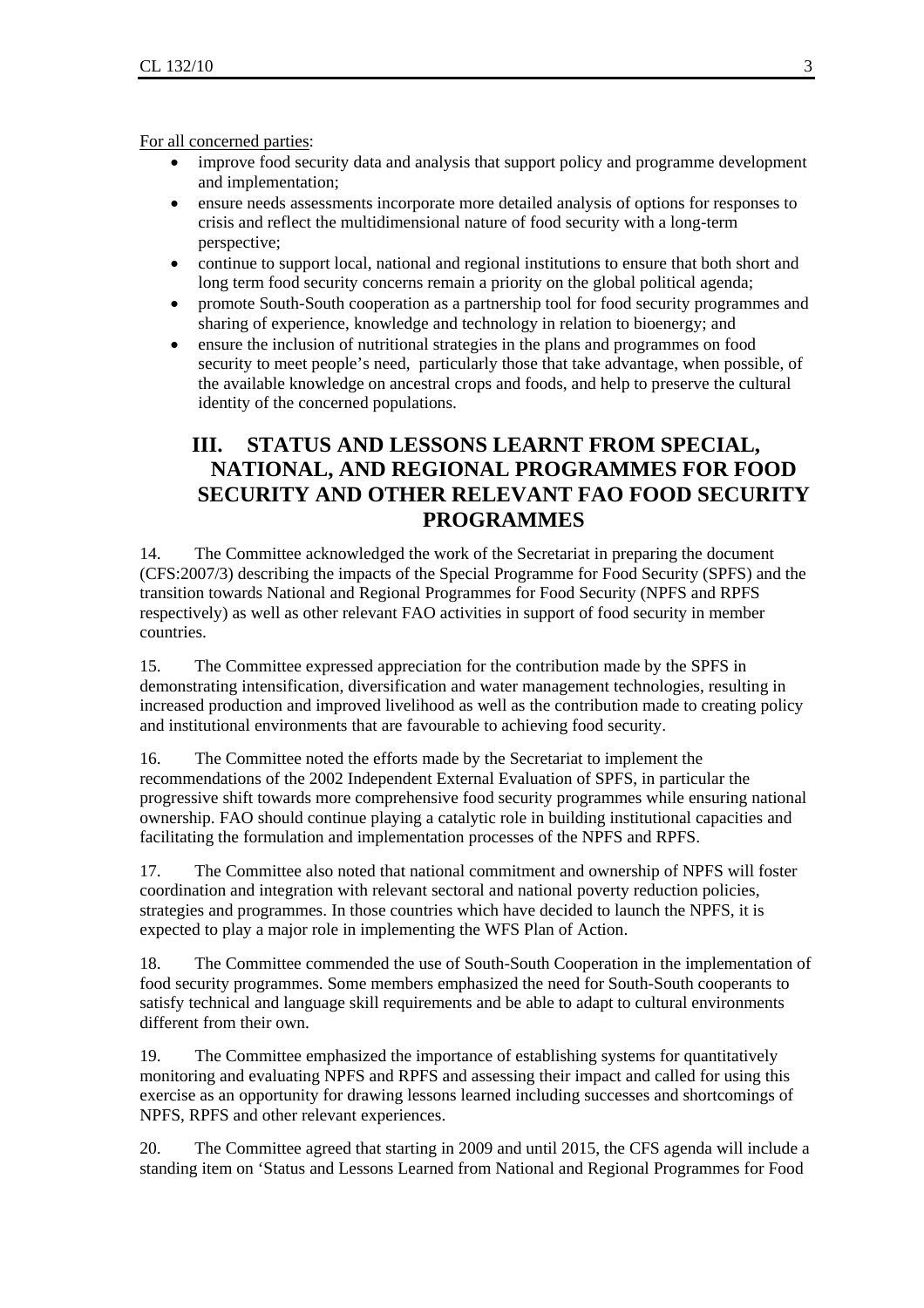For all concerned parties:

- improve food security data and analysis that support policy and programme development and implementation;
- ensure needs assessments incorporate more detailed analysis of options for responses to crisis and reflect the multidimensional nature of food security with a long-term perspective;
- continue to support local, national and regional institutions to ensure that both short and long term food security concerns remain a priority on the global political agenda;
- promote South-South cooperation as a partnership tool for food security programmes and sharing of experience, knowledge and technology in relation to bioenergy; and
- ensure the inclusion of nutritional strategies in the plans and programmes on food security to meet people's need, particularly those that take advantage, when possible, of the available knowledge on ancestral crops and foods, and help to preserve the cultural identity of the concerned populations.

# III. STATUS AND LESSONS LEARNT FROM SPECIAL, NATIONAL, AND REGIONAL PROGRAMMES FOR FOOD SECURITY AND OTHER RELEVANT FAO FOOD SECURITY PROGRAMMES

14. The Committee acknowledged the work of the Secretariat in preparing the document (CFS:2007/3) describing the impacts of the Special Programme for Food Security (SPFS) and the transition towards National and Regional Programmes for Food Security (NPFS and RPFS respectively) as well as other relevant FAO activities in support of food security in member countries.

15. The Committee expressed appreciation for the contribution made by the SPFS in demonstrating intensification, diversification and water management technologies, resulting in increased production and improved livelihood as well as the contribution made to creating policy and institutional environments that are favourable to achieving food security.

16. The Committee noted the efforts made by the Secretariat to implement the recommendations of the 2002 Independent External Evaluation of SPFS, in particular the progressive shift towards more comprehensive food security programmes while ensuring national ownership. FAO should continue playing a catalytic role in building institutional capacities and facilitating the formulation and implementation processes of the NPFS and RPFS.

17. The Committee also noted that national commitment and ownership of NPFS will foster coordination and integration with relevant sectoral and national poverty reduction policies, strategies and programmes. In those countries which have decided to launch the NPFS, it is expected to play a major role in implementing the WFS Plan of Action.

18. The Committee commended the use of South-South Cooperation in the implementation of food security programmes. Some members emphasized the need for South-South cooperants to satisfy technical and language skill requirements and be able to adapt to cultural environments different from their own.

19. The Committee emphasized the importance of establishing systems for quantitatively monitoring and evaluating NPFS and RPFS and assessing their impact and called for using this exercise as an opportunity for drawing lessons learned including successes and shortcomings of NPFS, RPFS and other relevant experiences.

20. The Committee agreed that starting in 2009 and until 2015, the CFS agenda will include a standing item on 'Status and Lessons Learned from National and Regional Programmes for Food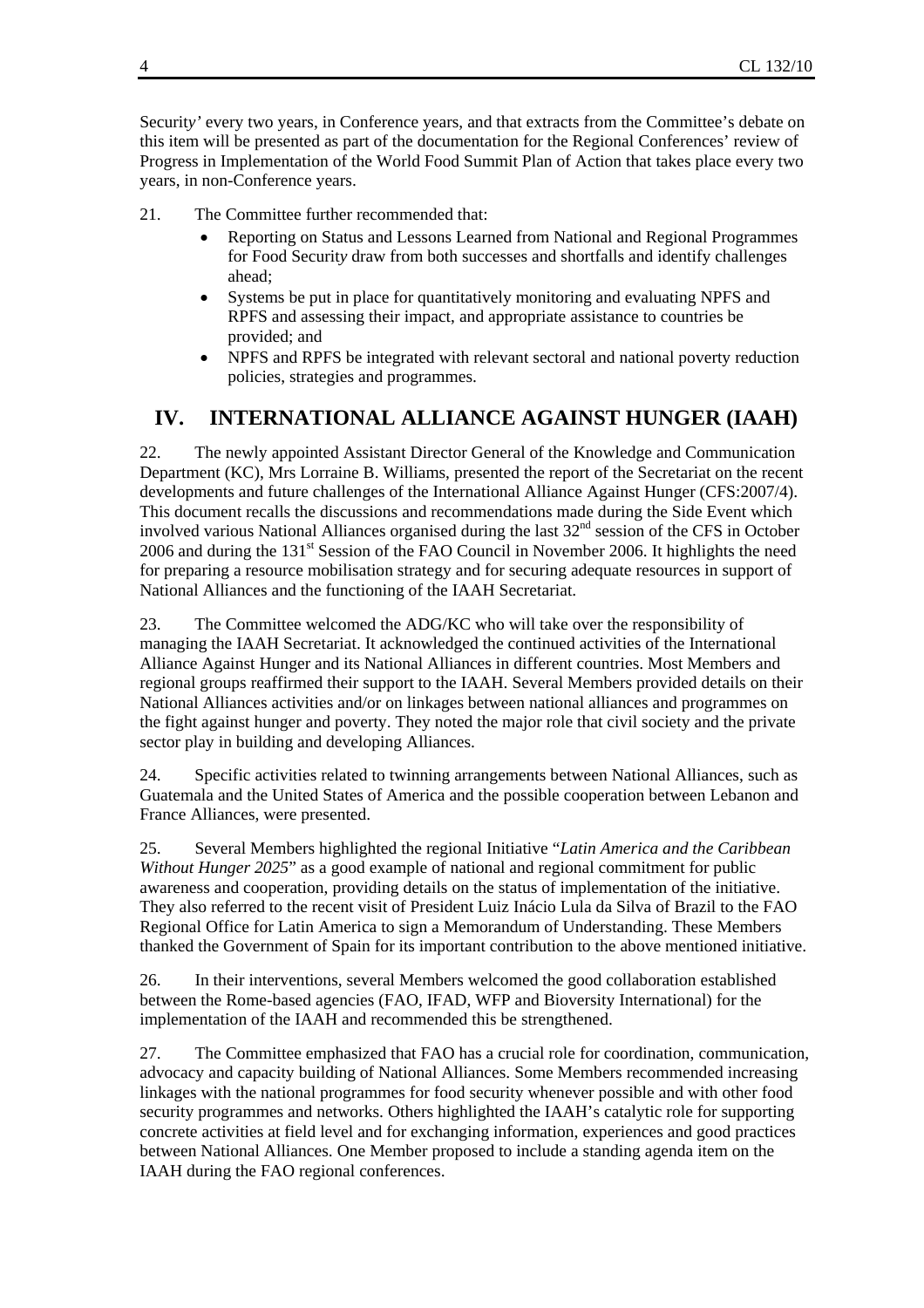Security' every two years, in Conference years, and that extracts from the Committee's debate on this item will be presented as part of the documentation for the Regional Conferences' review of Progress in Implementation of the World Food Summit Plan of Action that takes place every two years, in non-Conference years.

21. The Committee further recommended that:

- Reporting on Status and Lessons Learned from National and Regional Programmes for Food Security draw from both successes and shortfalls and identify challenges ahead;
- Systems be put in place for quantitatively monitoring and evaluating NPFS and RPFS and assessing their impact, and appropriate assistance to countries be provided; and
- NPFS and RPFS be integrated with relevant sectoral and national poverty reduction policies, strategies and programmes.

## IV. INTERNATIONAL ALLIANCE AGAINST HUNGER (IAAH)

22. The newly appointed Assistant Director General of the Knowledge and Communication Department (KC), Mrs Lorraine B. Williams, presented the report of the Secretariat on the recent developments and future challenges of the International Alliance Against Hunger (CFS:2007/4). This document recalls the discussions and recommendations made during the Side Event which involved various National Alliances organised during the last 32nd session of the CFS in October 2006 and during the 131st Session of the FAO Council in November 2006. It highlights the need for preparing a resource mobilisation strategy and for securing adequate resources in support of National Alliances and the functioning of the IAAH Secretariat.

23. The Committee welcomed the ADG/KC who will take over the responsibility of managing the IAAH Secretariat. It acknowledged the continued activities of the International Alliance Against Hunger and its National Alliances in different countries. Most Members and regional groups reaffirmed their support to the IAAH. Several Members provided details on their National Alliances activities and/or on linkages between national alliances and programmes on the fight against hunger and poverty. They noted the major role that civil society and the private sector play in building and developing Alliances.

24. Specific activities related to twinning arrangements between National Alliances, such as Guatemala and the United States of America and the possible cooperation between Lebanon and France Alliances, were presented.

25. Several Members highlighted the regional Initiative "*Latin America and the Caribbean Without Hunger 2025*" as a good example of national and regional commitment for public awareness and cooperation, providing details on the status of implementation of the initiative. They also referred to the recent visit of President Luiz Inácio Lula da Silva of Brazil to the FAO Regional Office for Latin America to sign a Memorandum of Understanding. These Members thanked the Government of Spain for its important contribution to the above mentioned initiative.

26. In their interventions, several Members welcomed the good collaboration established between the Rome-based agencies (FAO, IFAD, WFP and Bioversity International) for the implementation of the IAAH and recommended this be strengthened.

27. The Committee emphasized that FAO has a crucial role for coordination, communication, advocacy and capacity building of National Alliances. Some Members recommended increasing linkages with the national programmes for food security whenever possible and with other food security programmes and networks. Others highlighted the IAAH's catalytic role for supporting concrete activities at field level and for exchanging information, experiences and good practices between National Alliances. One Member proposed to include a standing agenda item on the IAAH during the FAO regional conferences.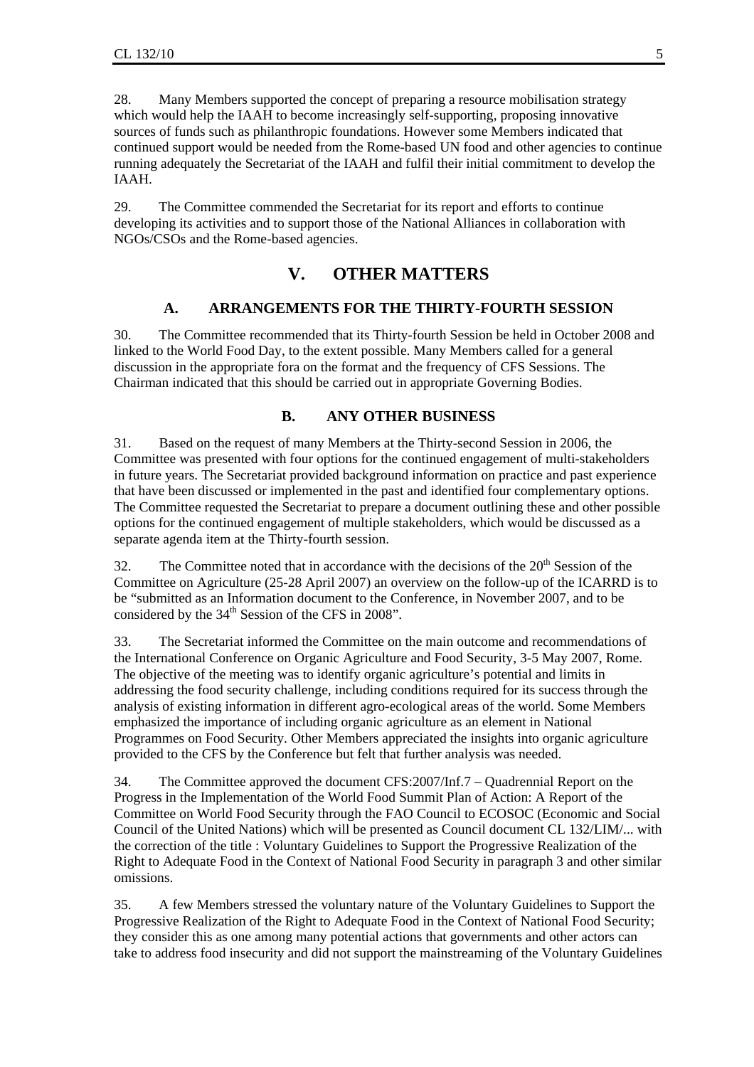28. Many Members supported the concept of preparing a resource mobilisation strategy which would help the IAAH to become increasingly self-supporting, proposing innovative sources of funds such as philanthropic foundations. However some Members indicated that continued support would be needed from the Rome-based UN food and other agencies to continue running adequately the Secretariat of the IAAH and fulfil their initial commitment to develop the IAAH.

29. The Committee commended the Secretariat for its report and efforts to continue developing its activities and to support those of the National Alliances in collaboration with NGOs/CSOs and the Rome-based agencies.

# V. OTHER MATTERS

## A. ARRANGEMENTS FOR THE THIRTY-FOURTH SESSION

30. The Committee recommended that its Thirty-fourth Session be held in October 2008 and linked to the World Food Day, to the extent possible. Many Members called for a general discussion in the appropriate fora on the format and the frequency of CFS Sessions. The Chairman indicated that this should be carried out in appropriate Governing Bodies.

## B. ANY OTHER BUSINESS

31. Based on the request of many Members at the Thirty-second Session in 2006, the Committee was presented with four options for the continued engagement of multi-stakeholders in future years. The Secretariat provided background information on practice and past experience that have been discussed or implemented in the past and identified four complementary options. The Committee requested the Secretariat to prepare a document outlining these and other possible options for the continued engagement of multiple stakeholders, which would be discussed as a separate agenda item at the Thirty-fourth session.

32. The Committee noted that in accordance with the decisions of the 20th Session of the Committee on Agriculture (25-28 April 2007) an overview on the follow-up of the ICARRD is to be "submitted as an Information document to the Conference, in November 2007, and to be considered by the 34th Session of the CFS in 2008".

33. The Secretariat informed the Committee on the main outcome and recommendations of the International Conference on Organic Agriculture and Food Security, 3-5 May 2007, Rome. The objective of the meeting was to identify organic agriculture's potential and limits in addressing the food security challenge, including conditions required for its success through the analysis of existing information in different agro-ecological areas of the world. Some Members emphasized the importance of including organic agriculture as an element in National Programmes on Food Security. Other Members appreciated the insights into organic agriculture provided to the CFS by the Conference but felt that further analysis was needed.

34. The Committee approved the document CFS:2007/Inf.7 – Quadrennial Report on the Progress in the Implementation of the World Food Summit Plan of Action: A Report of the Committee on World Food Security through the FAO Council to ECOSOC (Economic and Social Council of the United Nations) which will be presented as Council document CL 132/LIM/... with the correction of the title : Voluntary Guidelines to Support the Progressive Realization of the Right to Adequate Food in the Context of National Food Security in paragraph 3 and other similar omissions.

35. A few Members stressed the voluntary nature of the Voluntary Guidelines to Support the Progressive Realization of the Right to Adequate Food in the Context of National Food Security; they consider this as one among many potential actions that governments and other actors can take to address food insecurity and did not support the mainstreaming of the Voluntary Guidelines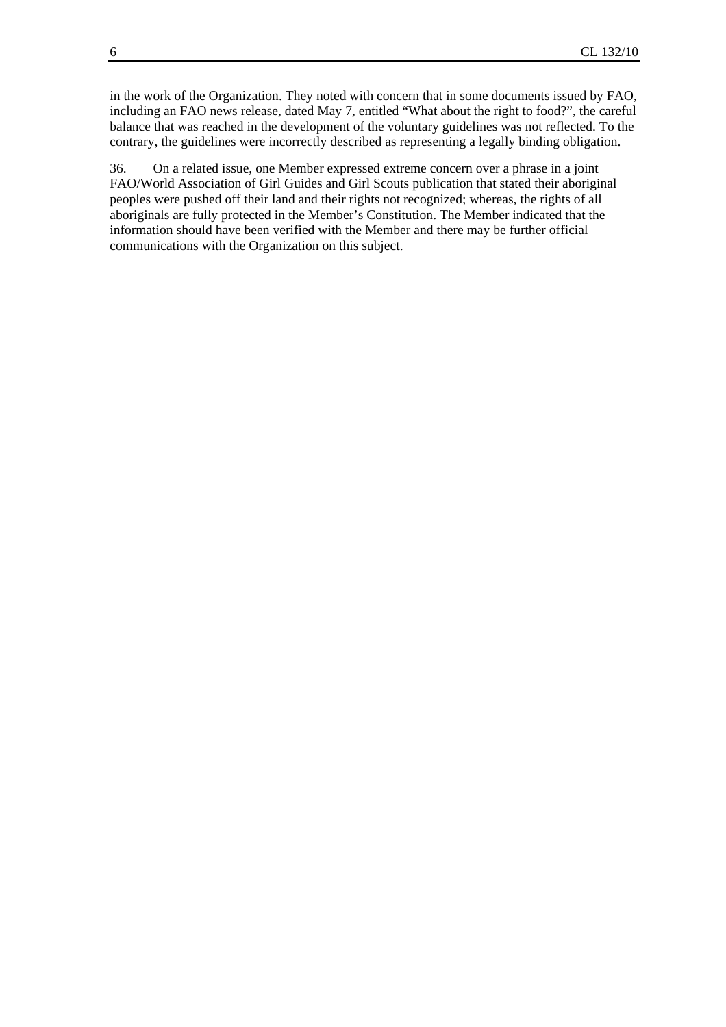in the work of the Organization. They noted with concern that in some documents issued by FAO, including an FAO news release, dated May 7, entitled "What about the right to food?", the careful balance that was reached in the development of the voluntary guidelines was not reflected. To the contrary, the guidelines were incorrectly described as representing a legally binding obligation.

36. On a related issue, one Member expressed extreme concern over a phrase in a joint FAO/World Association of Girl Guides and Girl Scouts publication that stated their aboriginal peoples were pushed off their land and their rights not recognized; whereas, the rights of all aboriginals are fully protected in the Member's Constitution. The Member indicated that the information should have been verified with the Member and there may be further official communications with the Organization on this subject.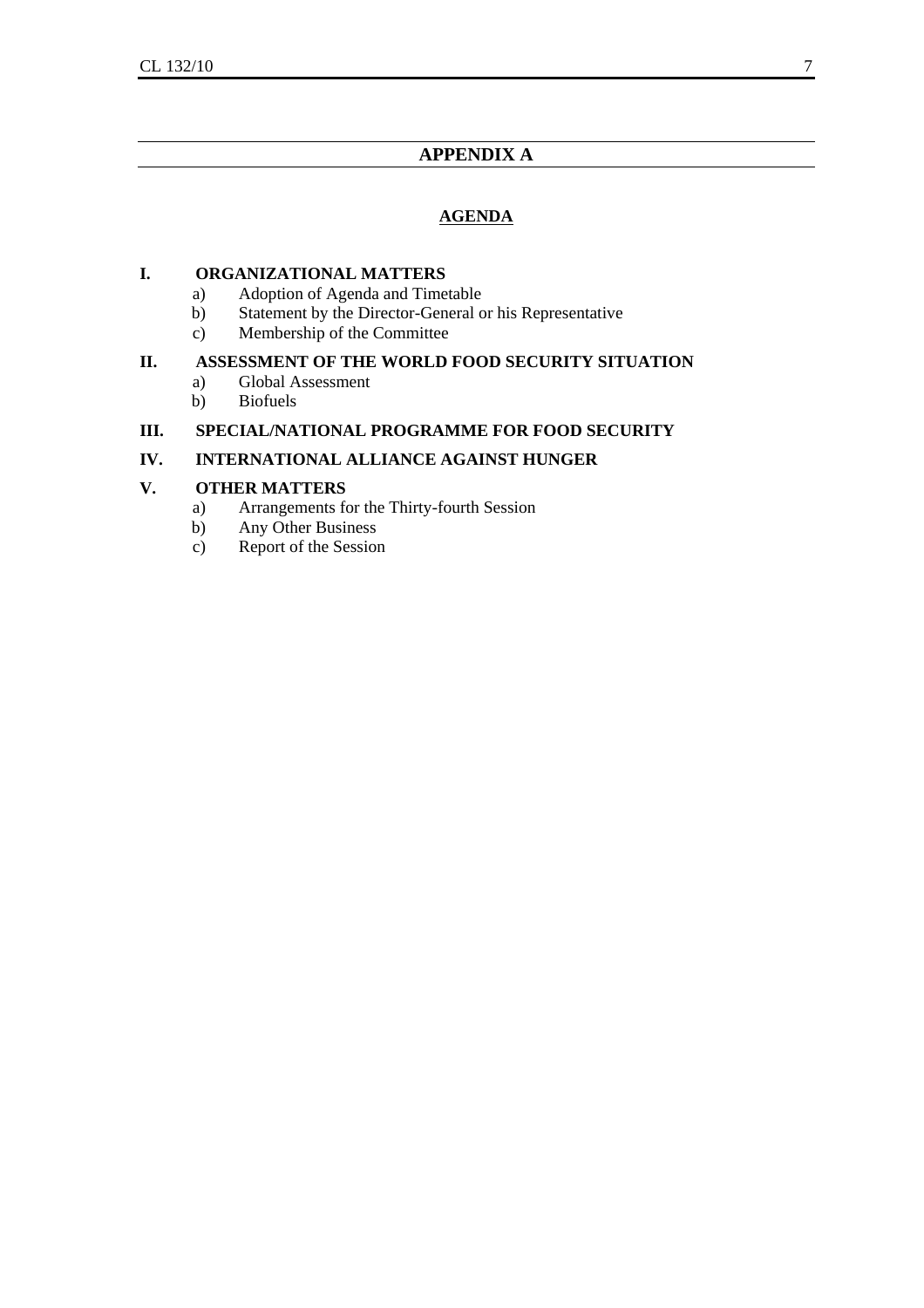## APPENDIX A

### AGENDA

**I. ORGANIZATIONAL MATTERS**

a) Adoption of Agenda and Timetable
b) Statement by the Director-General or his Representative
c) Membership of the Committee

**II. ASSESSMENT OF THE WORLD FOOD SECURITY SITUATION**

a) Global Assessment
b) Biofuels

**III. SPECIAL/NATIONAL PROGRAMME FOR FOOD SECURITY**

**IV. INTERNATIONAL ALLIANCE AGAINST HUNGER**

**V. OTHER MATTERS**

a) Arrangements for the Thirty-fourth Session
b) Any Other Business
c) Report of the Session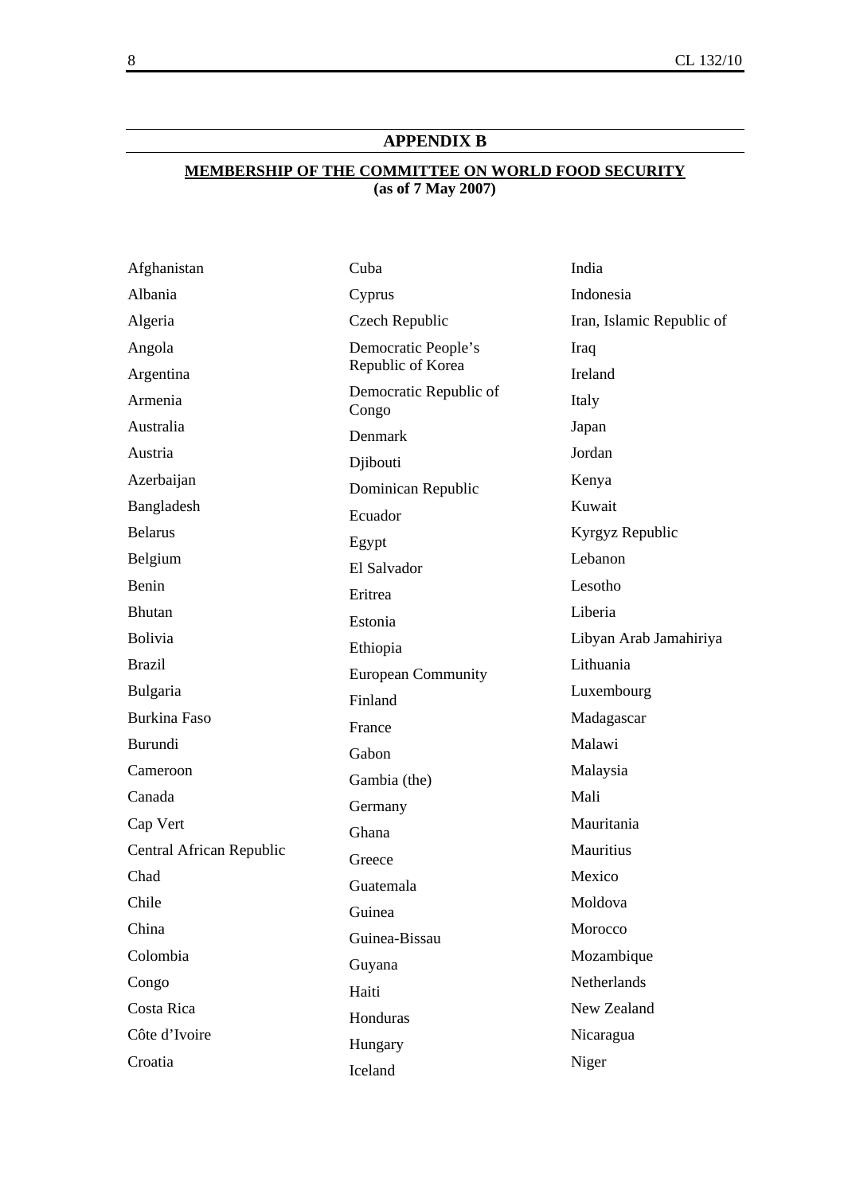## APPENDIX B

**MEMBERSHIP OF THE COMMITTEE ON WORLD FOOD SECURITY**
**(as of 7 May 2007)**

Afghanistan
Albania
Algeria
Angola
Argentina
Armenia
Australia
Austria
Azerbaijan
Bangladesh
Belarus
Belgium
Benin
Bhutan
Bolivia
Brazil
Bulgaria
Burkina Faso
Burundi
Cameroon
Canada
Cap Vert
Central African Republic
Chad
Chile
China
Colombia
Congo
Costa Rica
Côte d'Ivoire
Croatia
Cuba
Cyprus
Czech Republic
Democratic People's Republic of Korea
Democratic Republic of Congo
Denmark
Djibouti
Dominican Republic
Ecuador
Egypt
El Salvador
Eritrea
Estonia
Ethiopia
European Community
Finland
France
Gabon
Gambia (the)
Germany
Ghana
Greece
Guatemala
Guinea
Guinea-Bissau
Guyana
Haiti
Honduras
Hungary
Iceland
India
Indonesia
Iran, Islamic Republic of
Iraq
Ireland
Italy
Japan
Jordan
Kenya
Kuwait
Kyrgyz Republic
Lebanon
Lesotho
Liberia
Libyan Arab Jamahiriya
Lithuania
Luxembourg
Madagascar
Malawi
Malaysia
Mali
Mauritania
Mauritius
Mexico
Moldova
Morocco
Mozambique
Netherlands
New Zealand
Nicaragua
Niger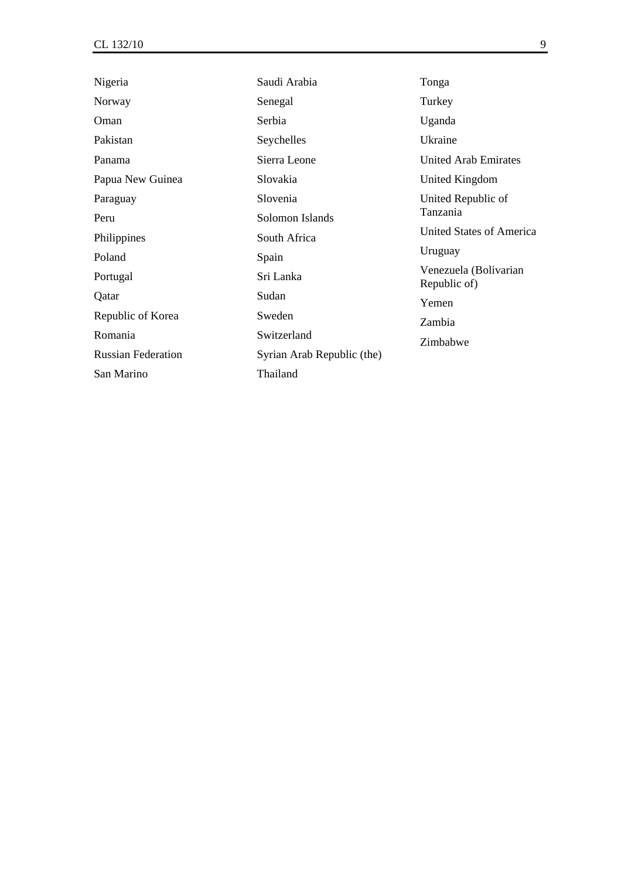Nigeria
Norway
Oman
Pakistan
Panama
Papua New Guinea
Paraguay
Peru
Philippines
Poland
Portugal
Qatar
Republic of Korea
Romania
Russian Federation
San Marino
Saudi Arabia
Senegal
Serbia
Seychelles
Sierra Leone
Slovakia
Slovenia
Solomon Islands
South Africa
Spain
Sri Lanka
Sudan
Sweden
Switzerland
Syrian Arab Republic (the)
Thailand
Tonga
Turkey
Uganda
Ukraine
United Arab Emirates
United Kingdom
United Republic of Tanzania
United States of America
Uruguay
Venezuela (Bolivarian Republic of)
Yemen
Zambia
Zimbabwe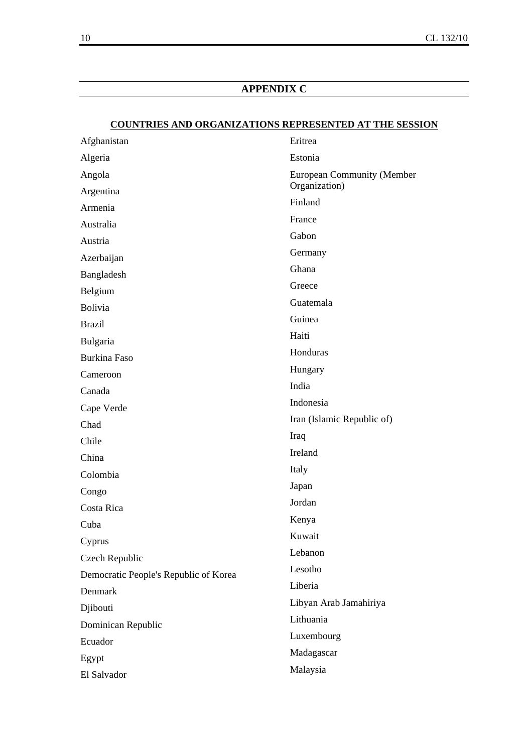## APPENDIX C

**COUNTRIES AND ORGANIZATIONS REPRESENTED AT THE SESSION**

Afghanistan
Algeria
Angola
Argentina
Armenia
Australia
Austria
Azerbaijan
Bangladesh
Belgium
Bolivia
Brazil
Bulgaria
Burkina Faso
Cameroon
Canada
Cape Verde
Chad
Chile
China
Colombia
Congo
Costa Rica
Cuba
Cyprus
Czech Republic
Democratic People's Republic of Korea
Denmark
Djibouti
Dominican Republic
Ecuador
Egypt
El Salvador
Eritrea
Estonia
European Community (Member Organization)
Finland
France
Gabon
Germany
Ghana
Greece
Guatemala
Guinea
Haiti
Honduras
Hungary
India
Indonesia
Iran (Islamic Republic of)
Iraq
Ireland
Italy
Japan
Jordan
Kenya
Kuwait
Lebanon
Lesotho
Liberia
Libyan Arab Jamahiriya
Lithuania
Luxembourg
Madagascar
Malaysia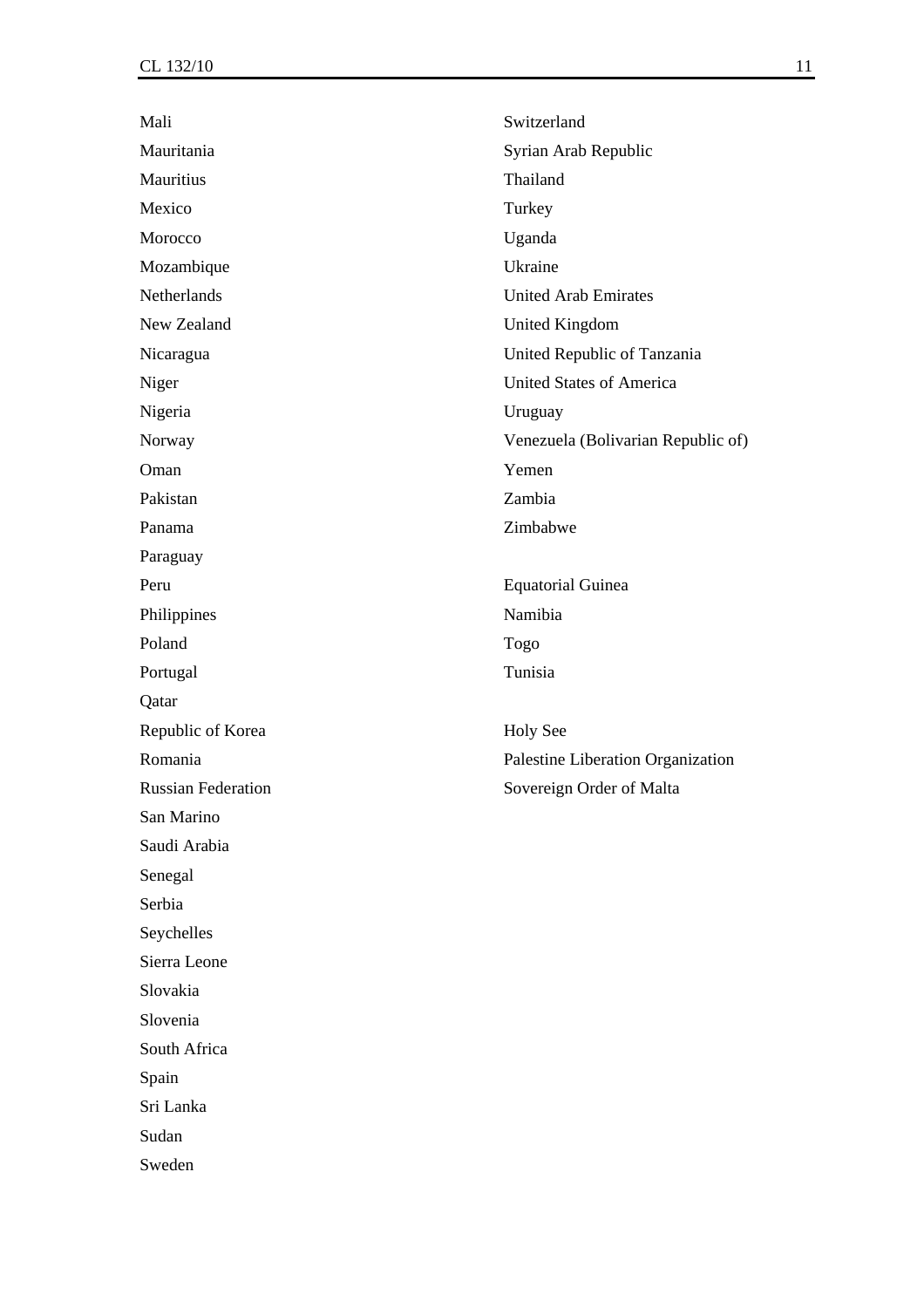Mali

Mauritania

Mauritius

Mexico

Morocco

Mozambique

Netherlands

New Zealand

Nicaragua

Niger

Nigeria

Norway

Oman

Pakistan

Panama

Paraguay

Peru

Philippines

Poland

Portugal

Qatar

Republic of Korea

Romania

Russian Federation

San Marino

Saudi Arabia

Senegal

Serbia

Seychelles

Sierra Leone

Slovakia

Slovenia

South Africa

Spain

Sri Lanka

Sudan

Sweden

Switzerland

Syrian Arab Republic

Thailand

Turkey

Uganda

Ukraine

United Arab Emirates

United Kingdom

United Republic of Tanzania

United States of America

Uruguay

Venezuela (Bolivarian Republic of)

Yemen

Zambia

Zimbabwe

Equatorial Guinea

Namibia

Togo

Tunisia

Holy See

Palestine Liberation Organization

Sovereign Order of Malta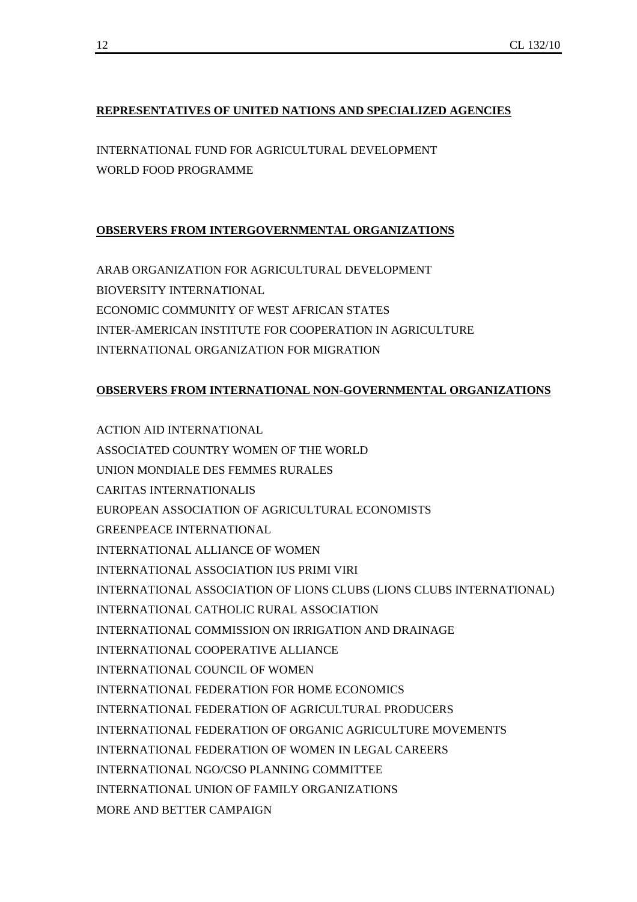**REPRESENTATIVES OF UNITED NATIONS AND SPECIALIZED AGENCIES**

INTERNATIONAL FUND FOR AGRICULTURAL DEVELOPMENT
WORLD FOOD PROGRAMME

**OBSERVERS FROM INTERGOVERNMENTAL ORGANIZATIONS**

ARAB ORGANIZATION FOR AGRICULTURAL DEVELOPMENT
BIOVERSITY INTERNATIONAL
ECONOMIC COMMUNITY OF WEST AFRICAN STATES
INTER-AMERICAN INSTITUTE FOR COOPERATION IN AGRICULTURE
INTERNATIONAL ORGANIZATION FOR MIGRATION

**OBSERVERS FROM INTERNATIONAL NON-GOVERNMENTAL ORGANIZATIONS**

ACTION AID INTERNATIONAL
ASSOCIATED COUNTRY WOMEN OF THE WORLD
UNION MONDIALE DES FEMMES RURALES
CARITAS INTERNATIONALIS
EUROPEAN ASSOCIATION OF AGRICULTURAL ECONOMISTS
GREENPEACE INTERNATIONAL
INTERNATIONAL ALLIANCE OF WOMEN
INTERNATIONAL ASSOCIATION IUS PRIMI VIRI
INTERNATIONAL ASSOCIATION OF LIONS CLUBS (LIONS CLUBS INTERNATIONAL)
INTERNATIONAL CATHOLIC RURAL ASSOCIATION
INTERNATIONAL COMMISSION ON IRRIGATION AND DRAINAGE
INTERNATIONAL COOPERATIVE ALLIANCE
INTERNATIONAL COUNCIL OF WOMEN
INTERNATIONAL FEDERATION FOR HOME ECONOMICS
INTERNATIONAL FEDERATION OF AGRICULTURAL PRODUCERS
INTERNATIONAL FEDERATION OF ORGANIC AGRICULTURE MOVEMENTS
INTERNATIONAL FEDERATION OF WOMEN IN LEGAL CAREERS
INTERNATIONAL NGO/CSO PLANNING COMMITTEE
INTERNATIONAL UNION OF FAMILY ORGANIZATIONS
MORE AND BETTER CAMPAIGN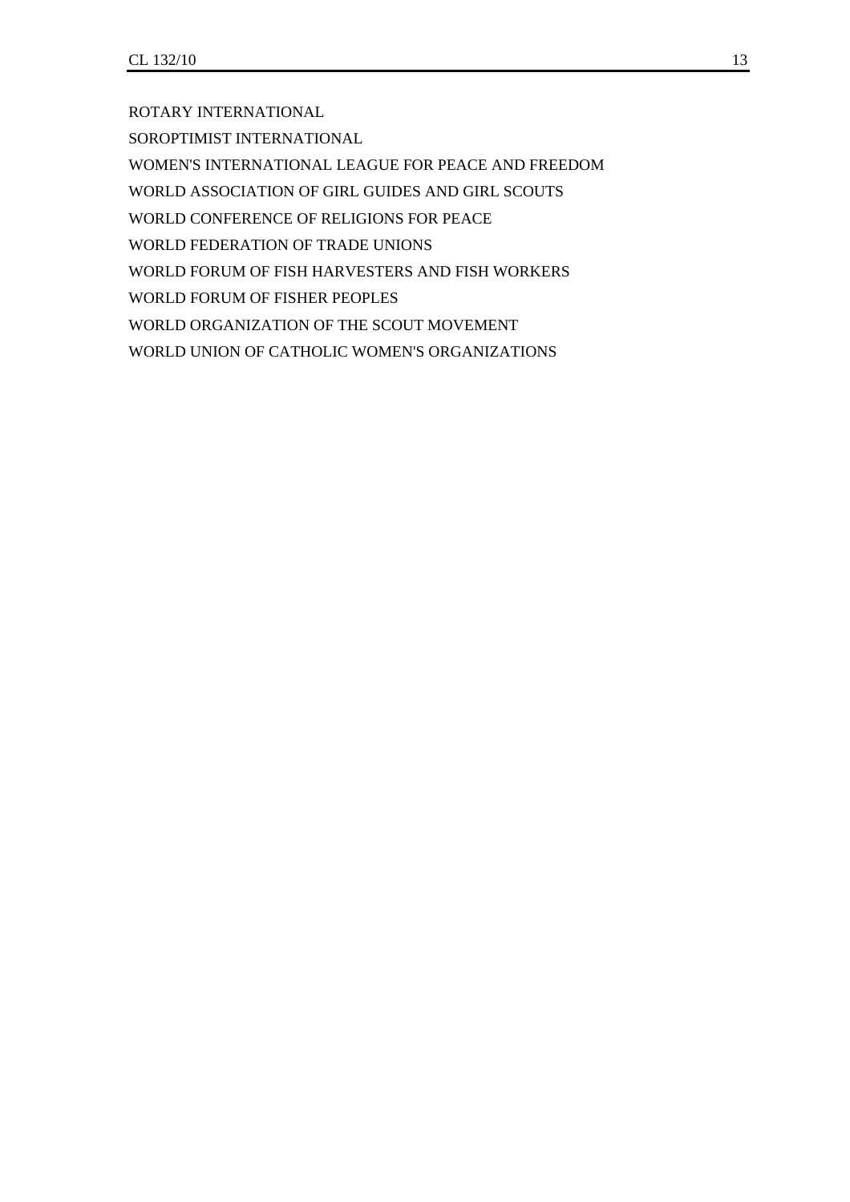ROTARY INTERNATIONAL

SOROPTIMIST INTERNATIONAL

WOMEN'S INTERNATIONAL LEAGUE FOR PEACE AND FREEDOM

WORLD ASSOCIATION OF GIRL GUIDES AND GIRL SCOUTS

WORLD CONFERENCE OF RELIGIONS FOR PEACE

WORLD FEDERATION OF TRADE UNIONS

WORLD FORUM OF FISH HARVESTERS AND FISH WORKERS

WORLD FORUM OF FISHER PEOPLES

WORLD ORGANIZATION OF THE SCOUT MOVEMENT

WORLD UNION OF CATHOLIC WOMEN'S ORGANIZATIONS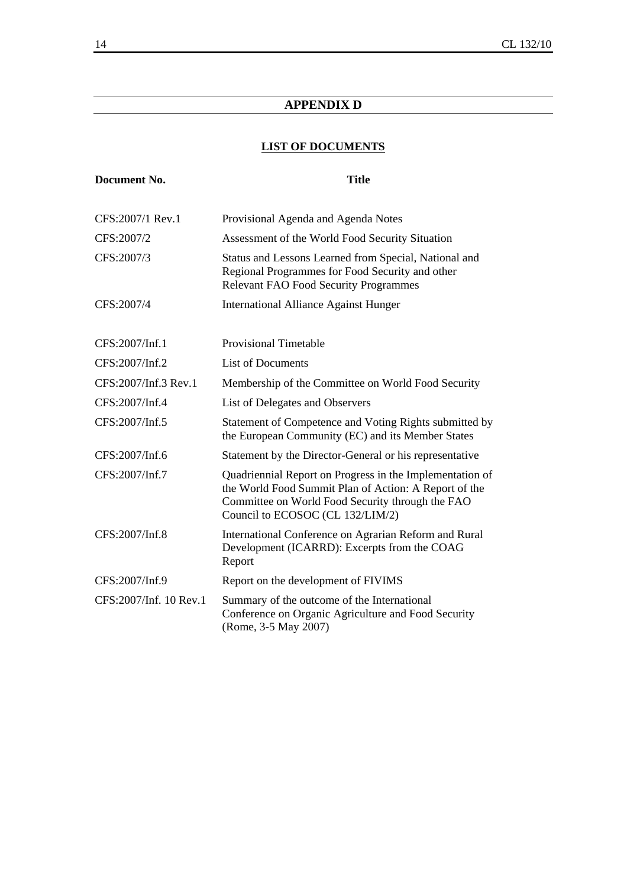## APPENDIX D

### LIST OF DOCUMENTS

| Document No. | Title |
|---|---|
| CFS:2007/1 Rev.1 | Provisional Agenda and Agenda Notes |
| CFS:2007/2 | Assessment of the World Food Security Situation |
| CFS:2007/3 | Status and Lessons Learned from Special, National and Regional Programmes for Food Security and other Relevant FAO Food Security Programmes |
| CFS:2007/4 | International Alliance Against Hunger |
| CFS:2007/Inf.1 | Provisional Timetable |
| CFS:2007/Inf.2 | List of Documents |
| CFS:2007/Inf.3 Rev.1 | Membership of the Committee on World Food Security |
| CFS:2007/Inf.4 | List of Delegates and Observers |
| CFS:2007/Inf.5 | Statement of Competence and Voting Rights submitted by the European Community (EC) and its Member States |
| CFS:2007/Inf.6 | Statement by the Director-General or his representative |
| CFS:2007/Inf.7 | Quadriennial Report on Progress in the Implementation of the World Food Summit Plan of Action: A Report of the Committee on World Food Security through the FAO Council to ECOSOC (CL 132/LIM/2) |
| CFS:2007/Inf.8 | International Conference on Agrarian Reform and Rural Development (ICARRD): Excerpts from the COAG Report |
| CFS:2007/Inf.9 | Report on the development of FIVIMS |
| CFS:2007/Inf. 10 Rev.1 | Summary of the outcome of the International Conference on Organic Agriculture and Food Security (Rome, 3-5 May 2007) |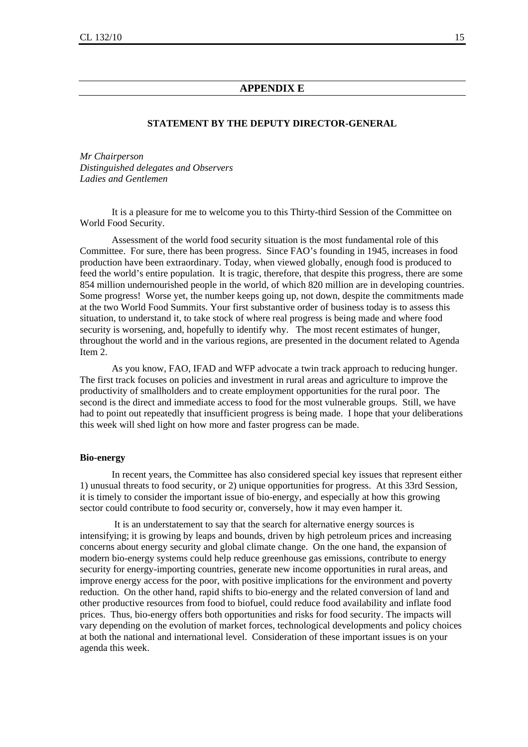## APPENDIX E

### STATEMENT BY THE DEPUTY DIRECTOR-GENERAL

*Mr Chairperson*
*Distinguished delegates and Observers*
*Ladies and Gentlemen*

It is a pleasure for me to welcome you to this Thirty-third Session of the Committee on World Food Security.

Assessment of the world food security situation is the most fundamental role of this Committee. For sure, there has been progress. Since FAO's founding in 1945, increases in food production have been extraordinary. Today, when viewed globally, enough food is produced to feed the world's entire population. It is tragic, therefore, that despite this progress, there are some 854 million undernourished people in the world, of which 820 million are in developing countries. Some progress! Worse yet, the number keeps going up, not down, despite the commitments made at the two World Food Summits. Your first substantive order of business today is to assess this situation, to understand it, to take stock of where real progress is being made and where food security is worsening, and, hopefully to identify why. The most recent estimates of hunger, throughout the world and in the various regions, are presented in the document related to Agenda Item 2.

As you know, FAO, IFAD and WFP advocate a twin track approach to reducing hunger. The first track focuses on policies and investment in rural areas and agriculture to improve the productivity of smallholders and to create employment opportunities for the rural poor. The second is the direct and immediate access to food for the most vulnerable groups. Still, we have had to point out repeatedly that insufficient progress is being made. I hope that your deliberations this week will shed light on how more and faster progress can be made.

**Bio-energy**

In recent years, the Committee has also considered special key issues that represent either 1) unusual threats to food security, or 2) unique opportunities for progress. At this 33rd Session, it is timely to consider the important issue of bio-energy, and especially at how this growing sector could contribute to food security or, conversely, how it may even hamper it.

It is an understatement to say that the search for alternative energy sources is intensifying; it is growing by leaps and bounds, driven by high petroleum prices and increasing concerns about energy security and global climate change. On the one hand, the expansion of modern bio-energy systems could help reduce greenhouse gas emissions, contribute to energy security for energy-importing countries, generate new income opportunities in rural areas, and improve energy access for the poor, with positive implications for the environment and poverty reduction. On the other hand, rapid shifts to bio-energy and the related conversion of land and other productive resources from food to biofuel, could reduce food availability and inflate food prices. Thus, bio-energy offers both opportunities and risks for food security. The impacts will vary depending on the evolution of market forces, technological developments and policy choices at both the national and international level. Consideration of these important issues is on your agenda this week.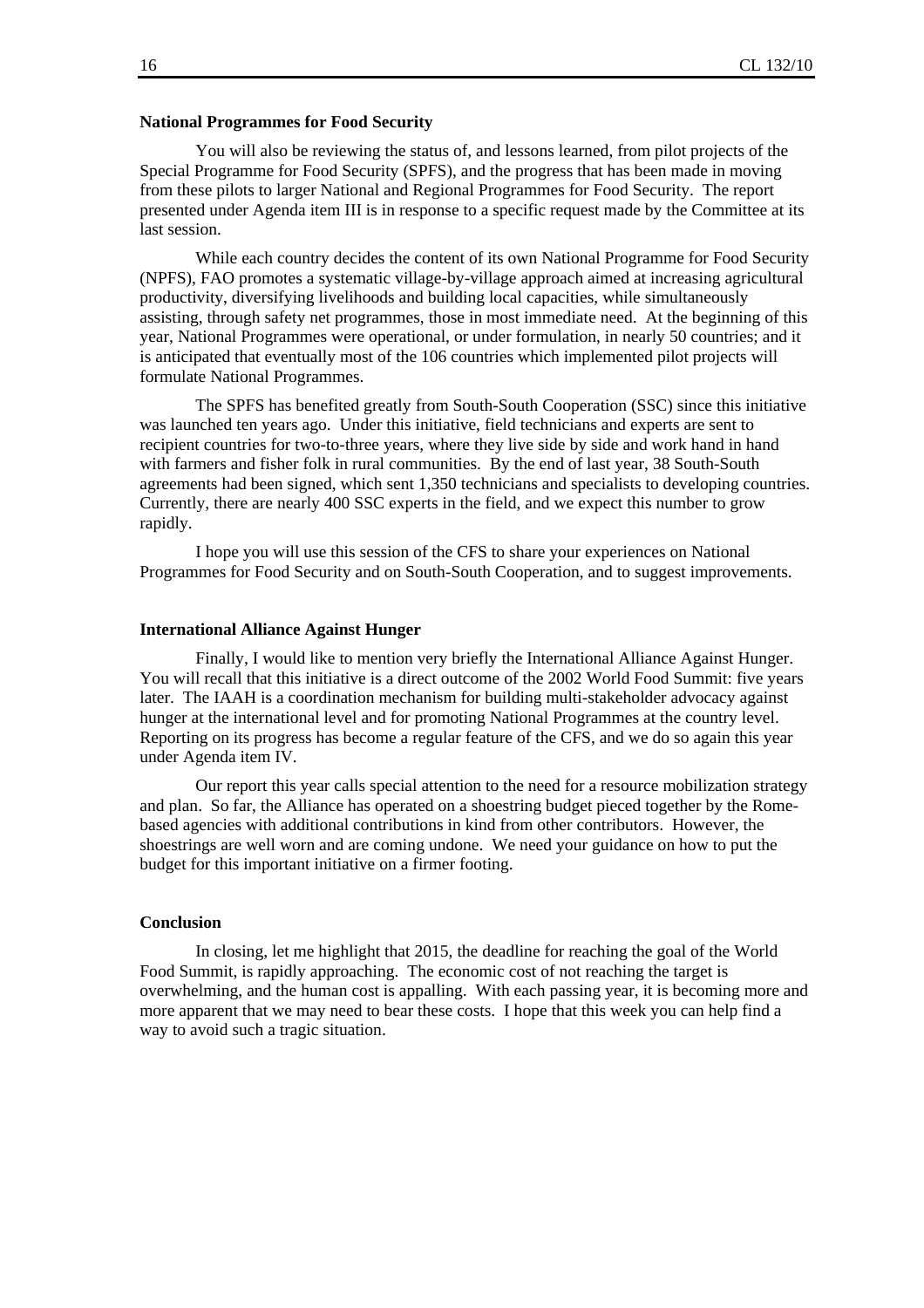**National Programmes for Food Security**

You will also be reviewing the status of, and lessons learned, from pilot projects of the Special Programme for Food Security (SPFS), and the progress that has been made in moving from these pilots to larger National and Regional Programmes for Food Security. The report presented under Agenda item III is in response to a specific request made by the Committee at its last session.

While each country decides the content of its own National Programme for Food Security (NPFS), FAO promotes a systematic village-by-village approach aimed at increasing agricultural productivity, diversifying livelihoods and building local capacities, while simultaneously assisting, through safety net programmes, those in most immediate need. At the beginning of this year, National Programmes were operational, or under formulation, in nearly 50 countries; and it is anticipated that eventually most of the 106 countries which implemented pilot projects will formulate National Programmes.

The SPFS has benefited greatly from South-South Cooperation (SSC) since this initiative was launched ten years ago. Under this initiative, field technicians and experts are sent to recipient countries for two-to-three years, where they live side by side and work hand in hand with farmers and fisher folk in rural communities. By the end of last year, 38 South-South agreements had been signed, which sent 1,350 technicians and specialists to developing countries. Currently, there are nearly 400 SSC experts in the field, and we expect this number to grow rapidly.

I hope you will use this session of the CFS to share your experiences on National Programmes for Food Security and on South-South Cooperation, and to suggest improvements.

**International Alliance Against Hunger**

Finally, I would like to mention very briefly the International Alliance Against Hunger. You will recall that this initiative is a direct outcome of the 2002 World Food Summit: five years later. The IAAH is a coordination mechanism for building multi-stakeholder advocacy against hunger at the international level and for promoting National Programmes at the country level. Reporting on its progress has become a regular feature of the CFS, and we do so again this year under Agenda item IV.

Our report this year calls special attention to the need for a resource mobilization strategy and plan. So far, the Alliance has operated on a shoestring budget pieced together by the Rome-based agencies with additional contributions in kind from other contributors. However, the shoestrings are well worn and are coming undone. We need your guidance on how to put the budget for this important initiative on a firmer footing.

**Conclusion**

In closing, let me highlight that 2015, the deadline for reaching the goal of the World Food Summit, is rapidly approaching. The economic cost of not reaching the target is overwhelming, and the human cost is appalling. With each passing year, it is becoming more and more apparent that we may need to bear these costs. I hope that this week you can help find a way to avoid such a tragic situation.